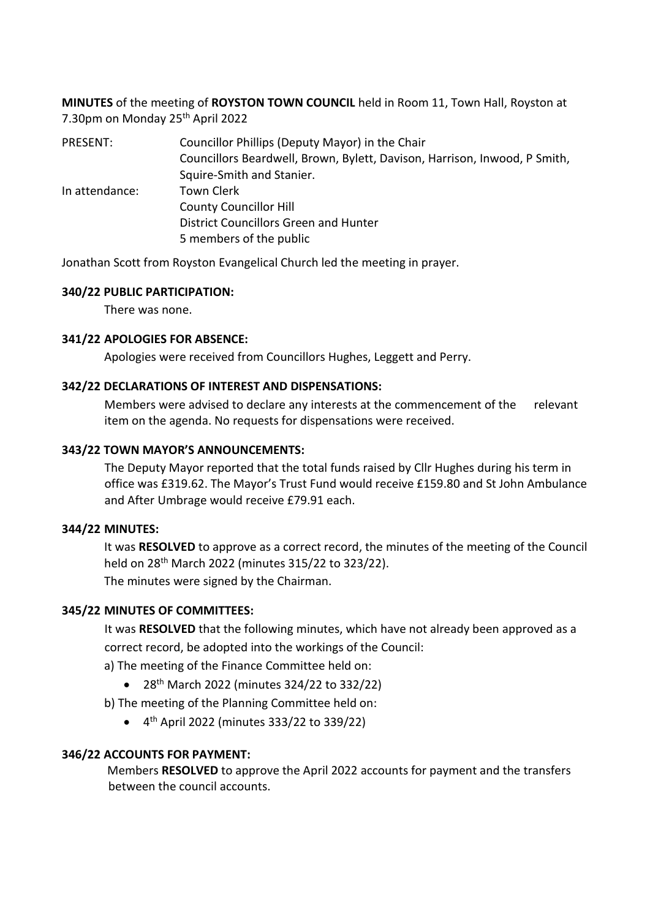**MINUTES** of the meeting of **ROYSTON TOWN COUNCIL** held in Room 11, Town Hall, Royston at 7.30pm on Monday 25th April 2022

| | |
|---|---|
| PRESENT: | Councillor Phillips (Deputy Mayor) in the Chair<br>Councillors Beardwell, Brown, Bylett, Davison, Harrison, Inwood, P Smith, Squire-Smith and Stanier. |
| In attendance: | Town Clerk<br>County Councillor Hill<br>District Councillors Green and Hunter<br>5 members of the public |

Jonathan Scott from Royston Evangelical Church led the meeting in prayer.

**340/22 PUBLIC PARTICIPATION:**

There was none.

**341/22 APOLOGIES FOR ABSENCE:**

Apologies were received from Councillors Hughes, Leggett and Perry.

**342/22 DECLARATIONS OF INTEREST AND DISPENSATIONS:**

Members were advised to declare any interests at the commencement of the relevant item on the agenda. No requests for dispensations were received.

**343/22 TOWN MAYOR'S ANNOUNCEMENTS:**

The Deputy Mayor reported that the total funds raised by Cllr Hughes during his term in office was £319.62. The Mayor's Trust Fund would receive £159.80 and St John Ambulance and After Umbrage would receive £79.91 each.

**344/22 MINUTES:**

It was **RESOLVED** to approve as a correct record, the minutes of the meeting of the Council held on 28th March 2022 (minutes 315/22 to 323/22).

The minutes were signed by the Chairman.

**345/22 MINUTES OF COMMITTEES:**

It was **RESOLVED** that the following minutes, which have not already been approved as a correct record, be adopted into the workings of the Council:

a) The meeting of the Finance Committee held on:

- 28th March 2022 (minutes 324/22 to 332/22)

b) The meeting of the Planning Committee held on:

- 4th April 2022 (minutes 333/22 to 339/22)

**346/22 ACCOUNTS FOR PAYMENT:**

Members **RESOLVED** to approve the April 2022 accounts for payment and the transfers between the council accounts.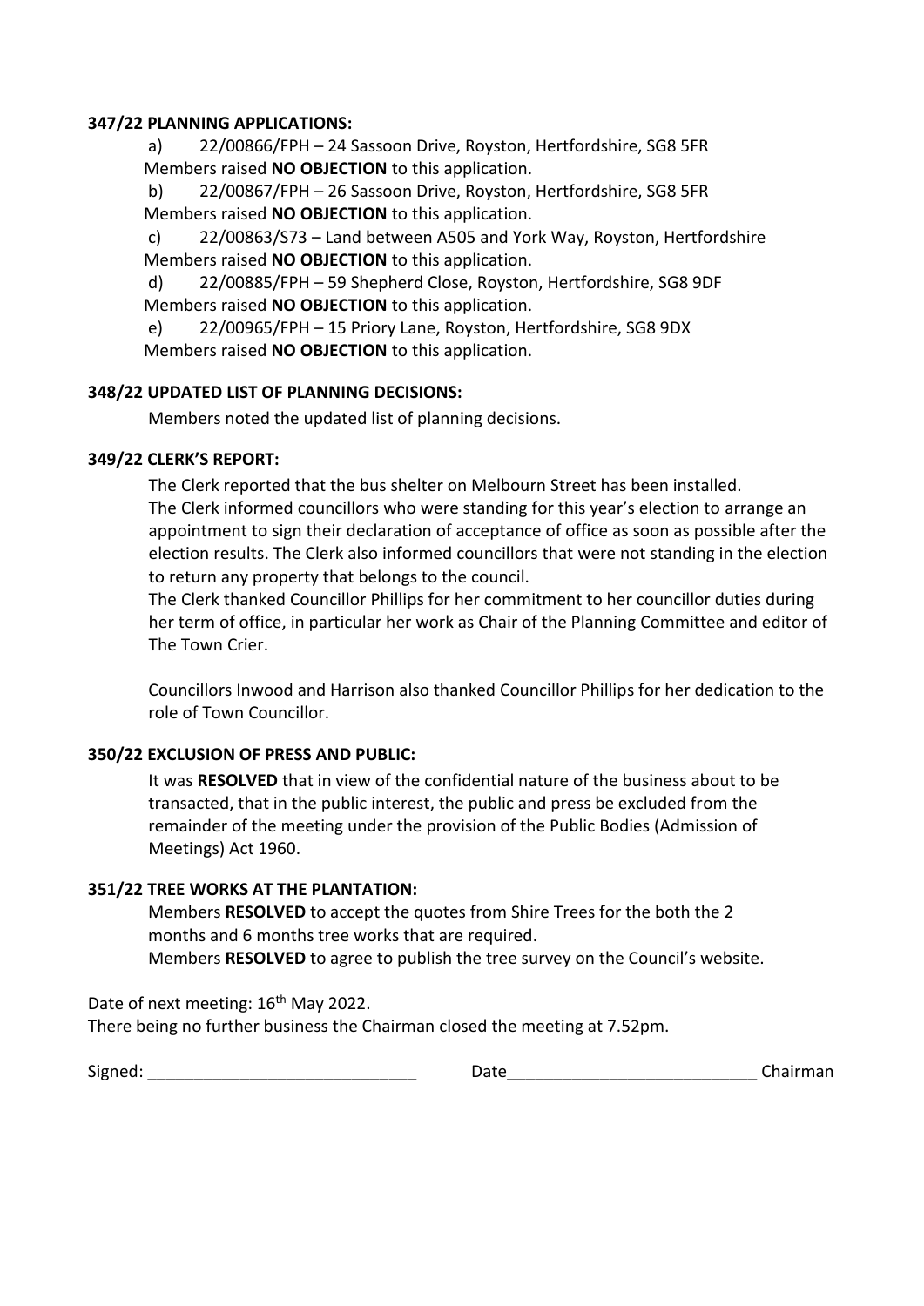**347/22 PLANNING APPLICATIONS:**

a) 22/00866/FPH – 24 Sassoon Drive, Royston, Hertfordshire, SG8 5FR
Members raised **NO OBJECTION** to this application.

b) 22/00867/FPH – 26 Sassoon Drive, Royston, Hertfordshire, SG8 5FR
Members raised **NO OBJECTION** to this application.

c) 22/00863/S73 – Land between A505 and York Way, Royston, Hertfordshire
Members raised **NO OBJECTION** to this application.

d) 22/00885/FPH – 59 Shepherd Close, Royston, Hertfordshire, SG8 9DF
Members raised **NO OBJECTION** to this application.

e) 22/00965/FPH – 15 Priory Lane, Royston, Hertfordshire, SG8 9DX
Members raised **NO OBJECTION** to this application.

**348/22 UPDATED LIST OF PLANNING DECISIONS:**

Members noted the updated list of planning decisions.

**349/22 CLERK'S REPORT:**

The Clerk reported that the bus shelter on Melbourn Street has been installed.
The Clerk informed councillors who were standing for this year's election to arrange an appointment to sign their declaration of acceptance of office as soon as possible after the election results. The Clerk also informed councillors that were not standing in the election to return any property that belongs to the council.
The Clerk thanked Councillor Phillips for her commitment to her councillor duties during her term of office, in particular her work as Chair of the Planning Committee and editor of The Town Crier.

Councillors Inwood and Harrison also thanked Councillor Phillips for her dedication to the role of Town Councillor.

**350/22 EXCLUSION OF PRESS AND PUBLIC:**

It was **RESOLVED** that in view of the confidential nature of the business about to be transacted, that in the public interest, the public and press be excluded from the remainder of the meeting under the provision of the Public Bodies (Admission of Meetings) Act 1960.

**351/22 TREE WORKS AT THE PLANTATION:**

Members **RESOLVED** to accept the quotes from Shire Trees for the both the 2 months and 6 months tree works that are required.
Members **RESOLVED** to agree to publish the tree survey on the Council's website.

Date of next meeting: 16th May 2022.
There being no further business the Chairman closed the meeting at 7.52pm.

Signed: _____________________________ Date___________________________ Chairman